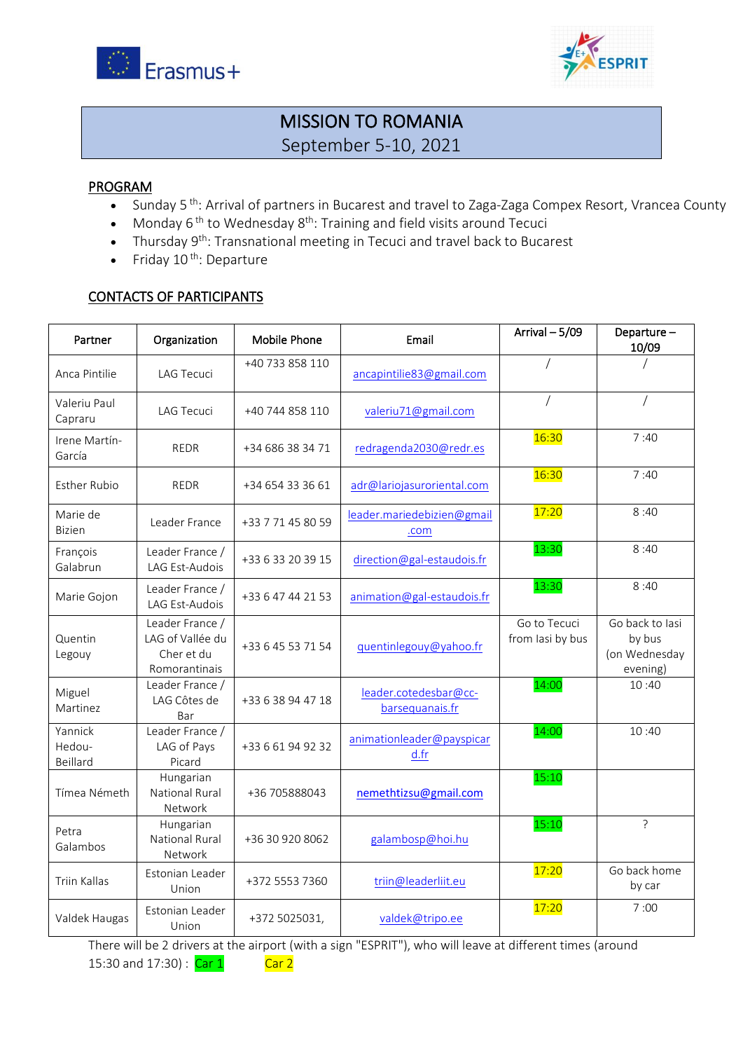# MISSION TO ROMANIA
## September 5-10, 2021

### PROGRAM

- Sunday 5 th: Arrival of partners in Bucarest and travel to Zaga-Zaga Compex Resort, Vrancea County
- Monday 6 th to Wednesday 8th: Training and field visits around Tecuci
- Thursday 9th: Transnational meeting in Tecuci and travel back to Bucarest
- Friday 10 th: Departure

### CONTACTS OF PARTICIPANTS

| Partner | Organization | Mobile Phone | Email | Arrival – 5/09 | Departure – 10/09 |
|---|---|---|---|---|---|
| Anca Pintilie | LAG Tecuci | +40 733 858 110 | ancapintilie83@gmail.com | / | / |
| Valeriu Paul Capraru | LAG Tecuci | +40 744 858 110 | valeriu71@gmail.com | / | / |
| Irene Martín-García | REDR | +34 686 38 34 71 | redragenda2030@redr.es | 16:30 | 7 :40 |
| Esther Rubio | REDR | +34 654 33 36 61 | adr@lariojasuroriental.com | 16:30 | 7 :40 |
| Marie de Bizien | Leader France | +33 7 71 45 80 59 | leader.mariedebizien@gmail.com | 17:20 | 8 :40 |
| François Galabrun | Leader France / LAG Est-Audois | +33 6 33 20 39 15 | direction@gal-estaudois.fr | 13:30 | 8 :40 |
| Marie Gojon | Leader France / LAG Est-Audois | +33 6 47 44 21 53 | animation@gal-estaudois.fr | 13:30 | 8 :40 |
| Quentin Legouy | Leader France / LAG of Vallée du Cher et du Romorantinais | +33 6 45 53 71 54 | quentinlegouy@yahoo.fr | Go to Tecuci from Iasi by bus | Go back to Iasi by bus (on Wednesday evening) |
| Miguel Martinez | Leader France / LAG Côtes de Bar | +33 6 38 94 47 18 | leader.cotedesbar@cc-barsequanais.fr | 14:00 | 10 :40 |
| Yannick Hedou-Beillard | Leader France / LAG of Pays Picard | +33 6 61 94 92 32 | animationleader@payspicard.fr | 14:00 | 10 :40 |
| Tímea Németh | Hungarian National Rural Network | +36 705888043 | nemethtizsu@gmail.com | 15:10 | |
| Petra Galambos | Hungarian National Rural Network | +36 30 920 8062 | galambosp@hoi.hu | 15:10 | ? |
| Triin Kallas | Estonian Leader Union | +372 5553 7360 | triin@leaderliit.eu | 17:20 | Go back home by car |
| Valdek Haugas | Estonian Leader Union | +372 5025031, | valdek@tripo.ee | 17:20 | 7 :00 |

There will be 2 drivers at the airport (with a sign "ESPRIT"), who will leave at different times (around 15:30 and 17:30) : Car 1 Car 2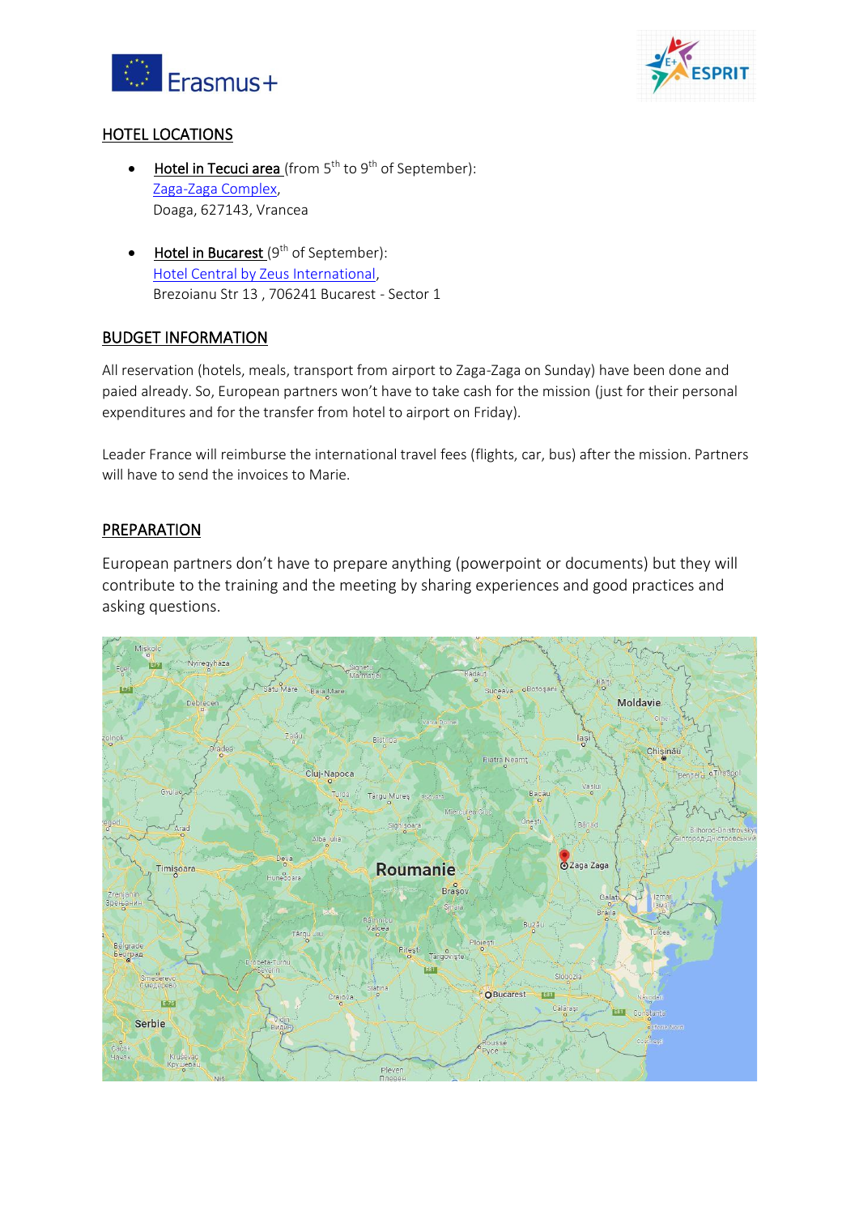## HOTEL LOCATIONS

- Hotel in Tecuci area (from 5th to 9th of September):
  Zaga-Zaga Complex,
  Doaga, 627143, Vrancea

- Hotel in Bucarest (9th of September):
  Hotel Central by Zeus International,
  Brezoianu Str 13 , 706241 Bucarest - Sector 1

## BUDGET INFORMATION

All reservation (hotels, meals, transport from airport to Zaga-Zaga on Sunday) have been done and paied already. So, European partners won't have to take cash for the mission (just for their personal expenditures and for the transfer from hotel to airport on Friday).

Leader France will reimburse the international travel fees (flights, car, bus) after the mission. Partners will have to send the invoices to Marie.

## PREPARATION

European partners don't have to prepare anything (powerpoint or documents) but they will contribute to the training and the meeting by sharing experiences and good practices and asking questions.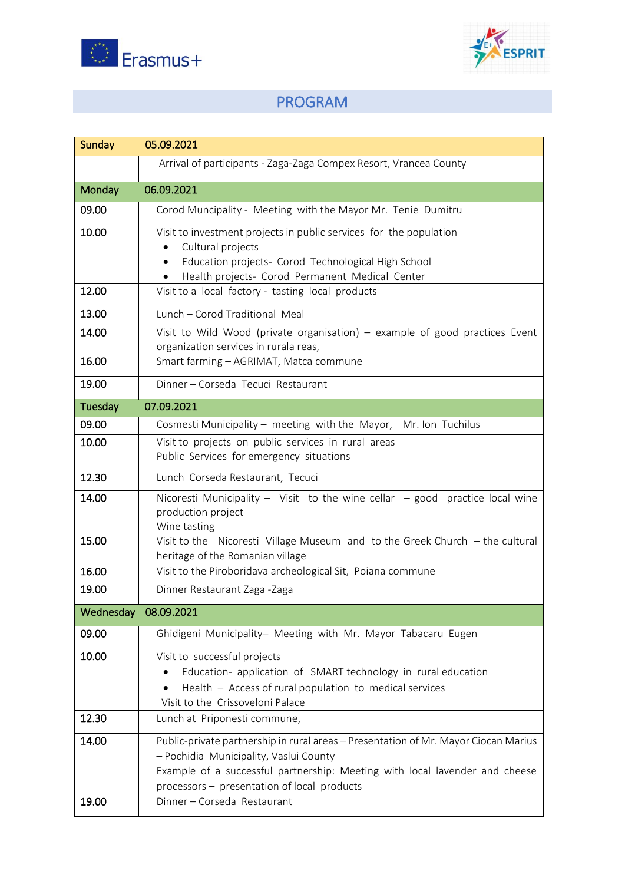# PROGRAM

| Sunday | 05.09.2021 |
|---|---|
| | Arrival of participants - Zaga-Zaga Compex Resort, Vrancea County |
| **Monday** | **06.09.2021** |
| 09.00 | Corod Muncipality - Meeting with the Mayor Mr. Tenie Dumitru |
| 10.00 | Visit to investment projects in public services for the population<br>• Cultural projects<br>• Education projects- Corod Technological High School<br>• Health projects- Corod Permanent Medical Center |
| 12.00 | Visit to a local factory - tasting local products |
| 13.00 | Lunch – Corod Traditional Meal |
| 14.00 | Visit to Wild Wood (private organisation) – example of good practices Event organization services in rurala reas, |
| 16.00 | Smart farming – AGRIMAT, Matca commune |
| 19.00 | Dinner – Corseda Tecuci Restaurant |
| **Tuesday** | **07.09.2021** |
| 09.00 | Cosmesti Municipality – meeting with the Mayor, Mr. Ion Tuchilus |
| 10.00 | Visit to projects on public services in rural areas<br>Public Services for emergency situations |
| 12.30 | Lunch Corseda Restaurant, Tecuci |
| 14.00<br><br><br>15.00<br><br>16.00 | Nicoresti Municipality – Visit to the wine cellar – good practice local wine production project<br>Wine tasting<br>Visit to the Nicoresti Village Museum and to the Greek Church – the cultural heritage of the Romanian village<br>Visit to the Piroboridava archeological Sit, Poiana commune |
| 19.00 | Dinner Restaurant Zaga -Zaga |
| **Wednesday** | **08.09.2021** |
| 09.00<br><br>10.00 | Ghidigeni Municipality– Meeting with Mr. Mayor Tabacaru Eugen<br><br>Visit to successful projects<br>• Education- application of SMART technology in rural education<br>• Health – Access of rural population to medical services<br>Visit to the Crissoveloni Palace |
| 12.30 | Lunch at Priponesti commune, |
| 14.00 | Public-private partnership in rural areas – Presentation of Mr. Mayor Ciocan Marius – Pochidia Municipality, Vaslui County<br>Example of a successful partnership: Meeting with local lavender and cheese processors – presentation of local products |
| 19.00 | Dinner – Corseda Restaurant |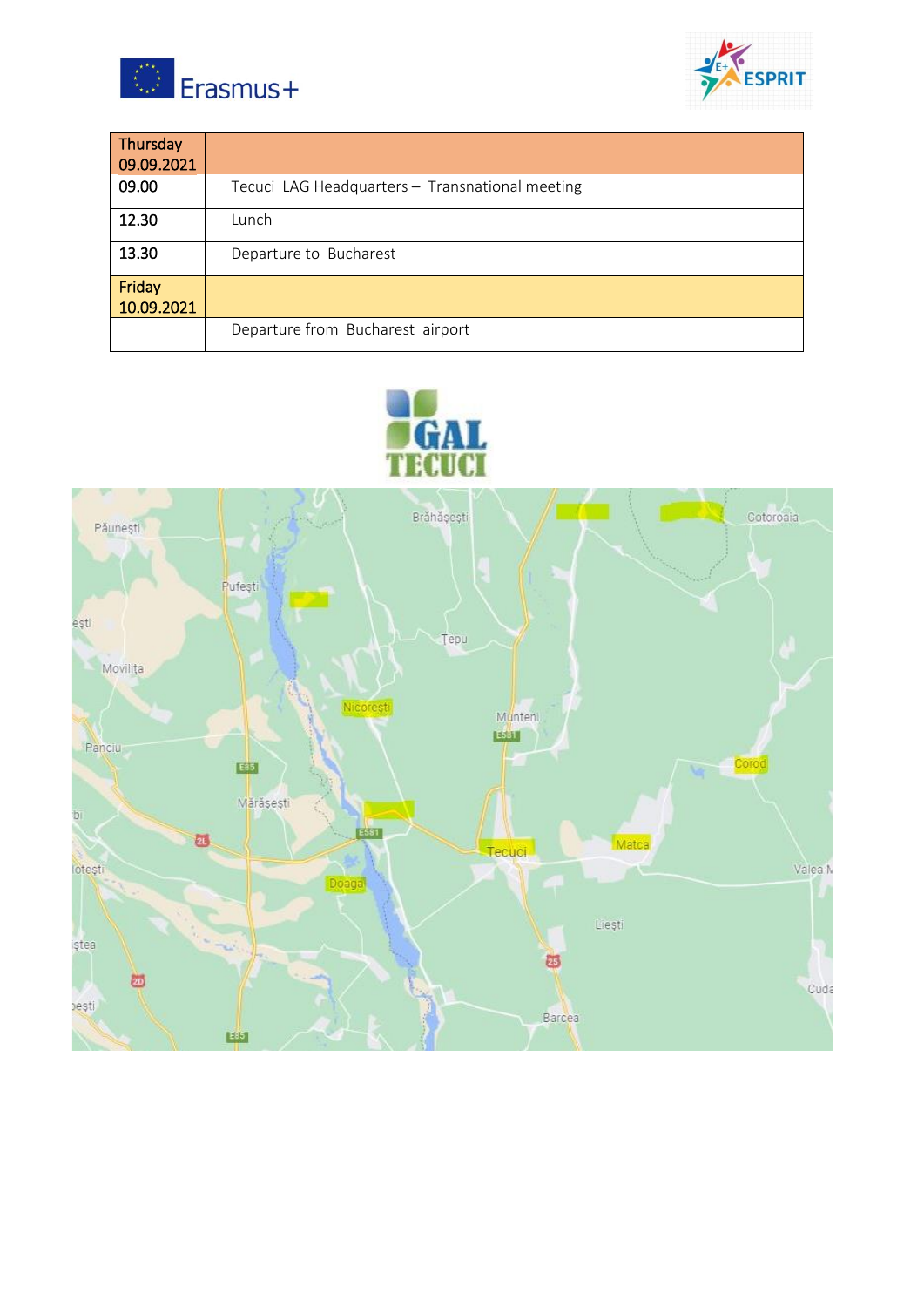| Thursday 09.09.2021 | |
|---|---|
| 09.00 | Tecuci LAG Headquarters – Transnational meeting |
| 12.30 | Lunch |
| 13.30 | Departure to Bucharest |
| **Friday 10.09.2021** | |
| | Departure from Bucharest airport |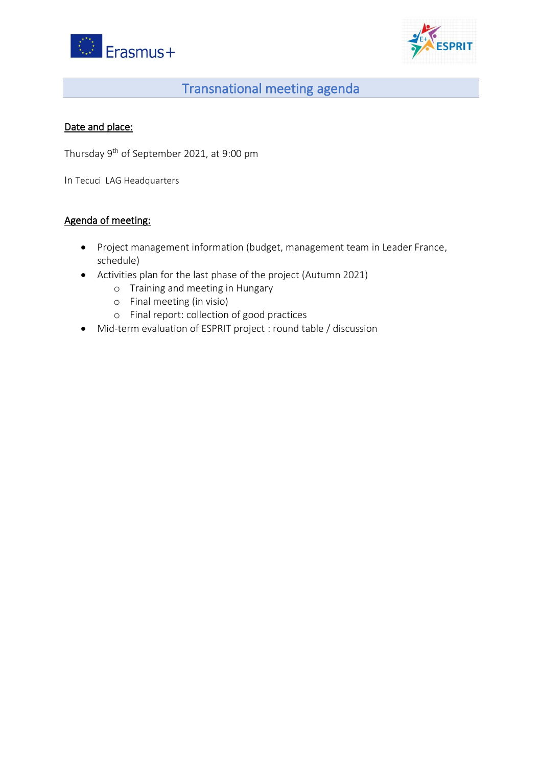# Transnational meeting agenda

**Date and place:**

Thursday 9th of September 2021, at 9:00 pm

In Tecuci LAG Headquarters

**Agenda of meeting:**

- Project management information (budget, management team in Leader France, schedule)
- Activities plan for the last phase of the project (Autumn 2021)
  - Training and meeting in Hungary
  - Final meeting (in visio)
  - Final report: collection of good practices
- Mid-term evaluation of ESPRIT project : round table / discussion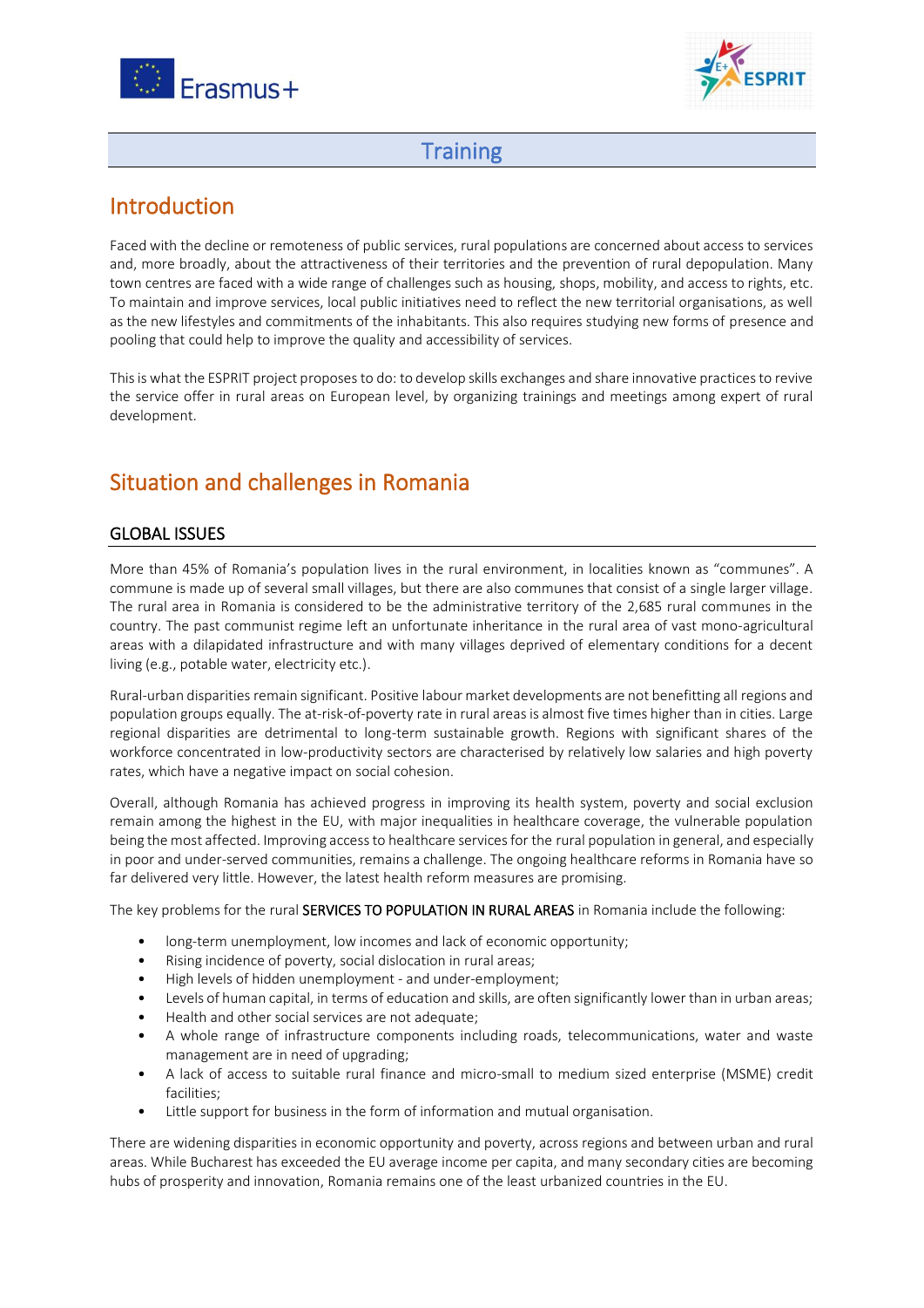# Training

## Introduction

Faced with the decline or remoteness of public services, rural populations are concerned about access to services and, more broadly, about the attractiveness of their territories and the prevention of rural depopulation. Many town centres are faced with a wide range of challenges such as housing, shops, mobility, and access to rights, etc. To maintain and improve services, local public initiatives need to reflect the new territorial organisations, as well as the new lifestyles and commitments of the inhabitants. This also requires studying new forms of presence and pooling that could help to improve the quality and accessibility of services.

This is what the ESPRIT project proposes to do: to develop skills exchanges and share innovative practices to revive the service offer in rural areas on European level, by organizing trainings and meetings among expert of rural development.

## Situation and challenges in Romania

### GLOBAL ISSUES

More than 45% of Romania's population lives in the rural environment, in localities known as "communes". A commune is made up of several small villages, but there are also communes that consist of a single larger village. The rural area in Romania is considered to be the administrative territory of the 2,685 rural communes in the country. The past communist regime left an unfortunate inheritance in the rural area of vast mono-agricultural areas with a dilapidated infrastructure and with many villages deprived of elementary conditions for a decent living (e.g., potable water, electricity etc.).

Rural-urban disparities remain significant. Positive labour market developments are not benefitting all regions and population groups equally. The at-risk-of-poverty rate in rural areas is almost five times higher than in cities. Large regional disparities are detrimental to long-term sustainable growth. Regions with significant shares of the workforce concentrated in low-productivity sectors are characterised by relatively low salaries and high poverty rates, which have a negative impact on social cohesion.

Overall, although Romania has achieved progress in improving its health system, poverty and social exclusion remain among the highest in the EU, with major inequalities in healthcare coverage, the vulnerable population being the most affected. Improving access to healthcare services for the rural population in general, and especially in poor and under-served communities, remains a challenge. The ongoing healthcare reforms in Romania have so far delivered very little. However, the latest health reform measures are promising.

The key problems for the rural **SERVICES TO POPULATION IN RURAL AREAS** in Romania include the following:

- long-term unemployment, low incomes and lack of economic opportunity;
- Rising incidence of poverty, social dislocation in rural areas;
- High levels of hidden unemployment - and under-employment;
- Levels of human capital, in terms of education and skills, are often significantly lower than in urban areas;
- Health and other social services are not adequate;
- A whole range of infrastructure components including roads, telecommunications, water and waste management are in need of upgrading;
- A lack of access to suitable rural finance and micro-small to medium sized enterprise (MSME) credit facilities;
- Little support for business in the form of information and mutual organisation.

There are widening disparities in economic opportunity and poverty, across regions and between urban and rural areas. While Bucharest has exceeded the EU average income per capita, and many secondary cities are becoming hubs of prosperity and innovation, Romania remains one of the least urbanized countries in the EU.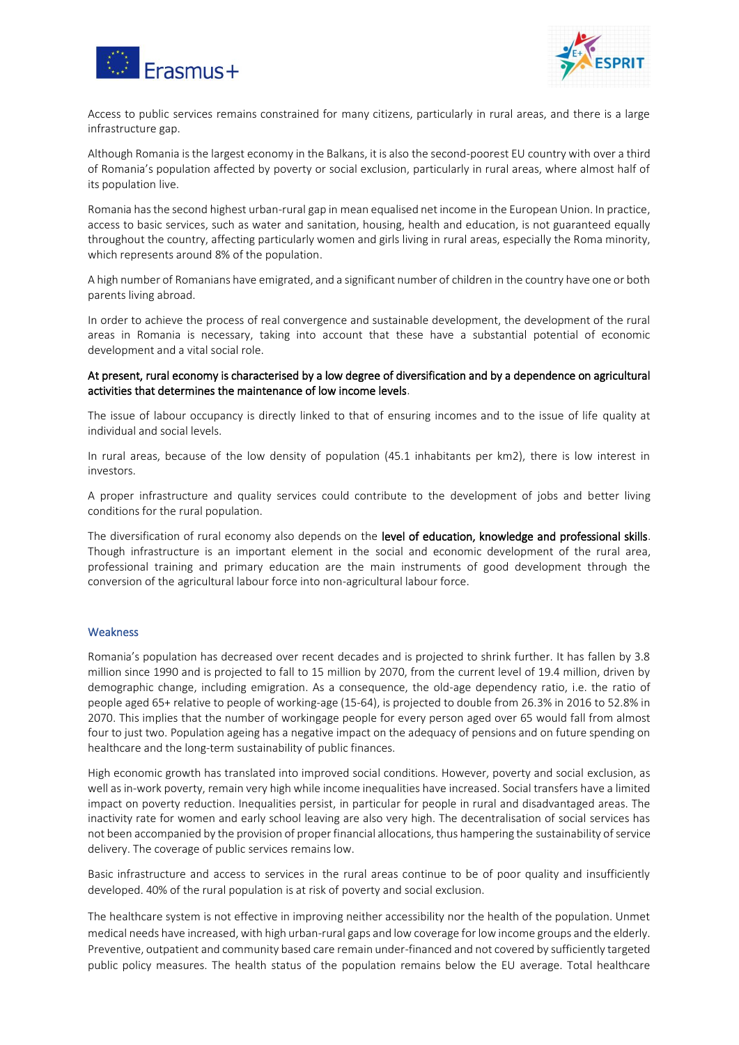Access to public services remains constrained for many citizens, particularly in rural areas, and there is a large infrastructure gap.

Although Romania is the largest economy in the Balkans, it is also the second-poorest EU country with over a third of Romania's population affected by poverty or social exclusion, particularly in rural areas, where almost half of its population live.

Romania has the second highest urban-rural gap in mean equalised net income in the European Union. In practice, access to basic services, such as water and sanitation, housing, health and education, is not guaranteed equally throughout the country, affecting particularly women and girls living in rural areas, especially the Roma minority, which represents around 8% of the population.

A high number of Romanians have emigrated, and a significant number of children in the country have one or both parents living abroad.

In order to achieve the process of real convergence and sustainable development, the development of the rural areas in Romania is necessary, taking into account that these have a substantial potential of economic development and a vital social role.

**At present, rural economy is characterised by a low degree of diversification and by a dependence on agricultural activities that determines the maintenance of low income levels**.

The issue of labour occupancy is directly linked to that of ensuring incomes and to the issue of life quality at individual and social levels.

In rural areas, because of the low density of population (45.1 inhabitants per km2), there is low interest in investors.

A proper infrastructure and quality services could contribute to the development of jobs and better living conditions for the rural population.

The diversification of rural economy also depends on the **level of education, knowledge and professional skills**. Though infrastructure is an important element in the social and economic development of the rural area, professional training and primary education are the main instruments of good development through the conversion of the agricultural labour force into non-agricultural labour force.

## Weakness

Romania's population has decreased over recent decades and is projected to shrink further. It has fallen by 3.8 million since 1990 and is projected to fall to 15 million by 2070, from the current level of 19.4 million, driven by demographic change, including emigration. As a consequence, the old-age dependency ratio, i.e. the ratio of people aged 65+ relative to people of working-age (15-64), is projected to double from 26.3% in 2016 to 52.8% in 2070. This implies that the number of workingage people for every person aged over 65 would fall from almost four to just two. Population ageing has a negative impact on the adequacy of pensions and on future spending on healthcare and the long-term sustainability of public finances.

High economic growth has translated into improved social conditions. However, poverty and social exclusion, as well as in-work poverty, remain very high while income inequalities have increased. Social transfers have a limited impact on poverty reduction. Inequalities persist, in particular for people in rural and disadvantaged areas. The inactivity rate for women and early school leaving are also very high. The decentralisation of social services has not been accompanied by the provision of proper financial allocations, thus hampering the sustainability of service delivery. The coverage of public services remains low.

Basic infrastructure and access to services in the rural areas continue to be of poor quality and insufficiently developed. 40% of the rural population is at risk of poverty and social exclusion.

The healthcare system is not effective in improving neither accessibility nor the health of the population. Unmet medical needs have increased, with high urban-rural gaps and low coverage for low income groups and the elderly. Preventive, outpatient and community based care remain under-financed and not covered by sufficiently targeted public policy measures. The health status of the population remains below the EU average. Total healthcare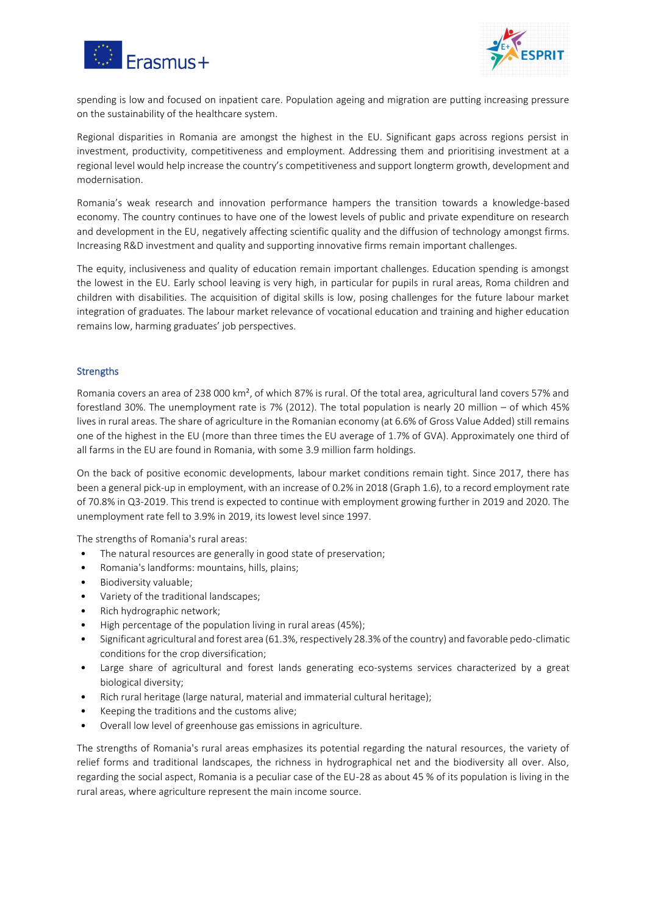spending is low and focused on inpatient care. Population ageing and migration are putting increasing pressure on the sustainability of the healthcare system.

Regional disparities in Romania are amongst the highest in the EU. Significant gaps across regions persist in investment, productivity, competitiveness and employment. Addressing them and prioritising investment at a regional level would help increase the country's competitiveness and support longterm growth, development and modernisation.

Romania's weak research and innovation performance hampers the transition towards a knowledge-based economy. The country continues to have one of the lowest levels of public and private expenditure on research and development in the EU, negatively affecting scientific quality and the diffusion of technology amongst firms. Increasing R&D investment and quality and supporting innovative firms remain important challenges.

The equity, inclusiveness and quality of education remain important challenges. Education spending is amongst the lowest in the EU. Early school leaving is very high, in particular for pupils in rural areas, Roma children and children with disabilities. The acquisition of digital skills is low, posing challenges for the future labour market integration of graduates. The labour market relevance of vocational education and training and higher education remains low, harming graduates' job perspectives.

## Strengths

Romania covers an area of 238 000 km², of which 87% is rural. Of the total area, agricultural land covers 57% and forestland 30%. The unemployment rate is 7% (2012). The total population is nearly 20 million – of which 45% lives in rural areas. The share of agriculture in the Romanian economy (at 6.6% of Gross Value Added) still remains one of the highest in the EU (more than three times the EU average of 1.7% of GVA). Approximately one third of all farms in the EU are found in Romania, with some 3.9 million farm holdings.

On the back of positive economic developments, labour market conditions remain tight. Since 2017, there has been a general pick-up in employment, with an increase of 0.2% in 2018 (Graph 1.6), to a record employment rate of 70.8% in Q3-2019. This trend is expected to continue with employment growing further in 2019 and 2020. The unemployment rate fell to 3.9% in 2019, its lowest level since 1997.

The strengths of Romania's rural areas:

- The natural resources are generally in good state of preservation;
- Romania's landforms: mountains, hills, plains;
- Biodiversity valuable;
- Variety of the traditional landscapes;
- Rich hydrographic network;
- High percentage of the population living in rural areas (45%);
- Significant agricultural and forest area (61.3%, respectively 28.3% of the country) and favorable pedo-climatic conditions for the crop diversification;
- Large share of agricultural and forest lands generating eco-systems services characterized by a great biological diversity;
- Rich rural heritage (large natural, material and immaterial cultural heritage);
- Keeping the traditions and the customs alive;
- Overall low level of greenhouse gas emissions in agriculture.

The strengths of Romania's rural areas emphasizes its potential regarding the natural resources, the variety of relief forms and traditional landscapes, the richness in hydrographical net and the biodiversity all over. Also, regarding the social aspect, Romania is a peculiar case of the EU-28 as about 45 % of its population is living in the rural areas, where agriculture represent the main income source.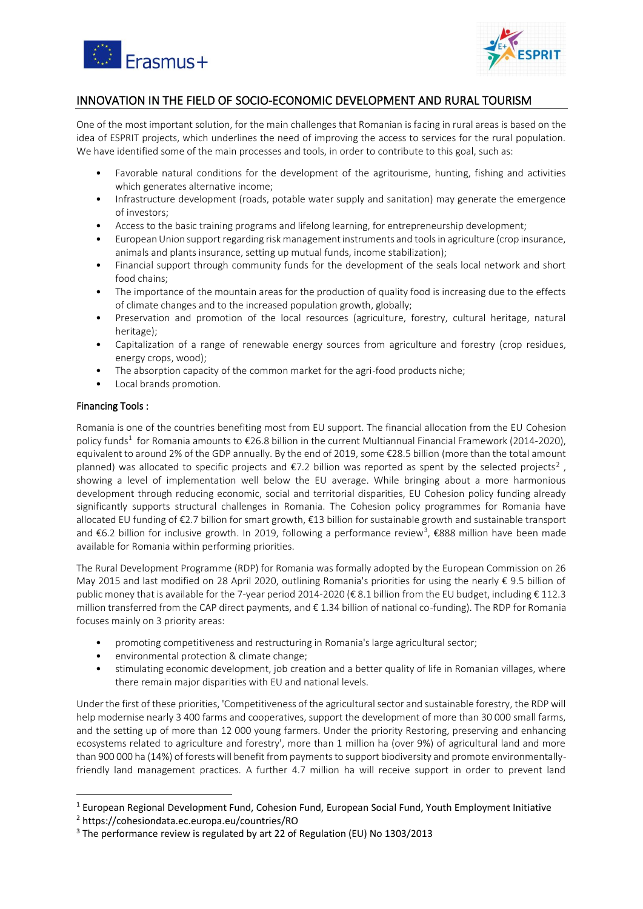## INNOVATION IN THE FIELD OF SOCIO-ECONOMIC DEVELOPMENT AND RURAL TOURISM

One of the most important solution, for the main challenges that Romanian is facing in rural areas is based on the idea of ESPRIT projects, which underlines the need of improving the access to services for the rural population. We have identified some of the main processes and tools, in order to contribute to this goal, such as:

- Favorable natural conditions for the development of the agritourisme, hunting, fishing and activities which generates alternative income;
- Infrastructure development (roads, potable water supply and sanitation) may generate the emergence of investors;
- Access to the basic training programs and lifelong learning, for entrepreneurship development;
- European Union support regarding risk management instruments and tools in agriculture (crop insurance, animals and plants insurance, setting up mutual funds, income stabilization);
- Financial support through community funds for the development of the seals local network and short food chains;
- The importance of the mountain areas for the production of quality food is increasing due to the effects of climate changes and to the increased population growth, globally;
- Preservation and promotion of the local resources (agriculture, forestry, cultural heritage, natural heritage);
- Capitalization of a range of renewable energy sources from agriculture and forestry (crop residues, energy crops, wood);
- The absorption capacity of the common market for the agri-food products niche;
- Local brands promotion.

### Financing Tools :

Romania is one of the countries benefiting most from EU support. The financial allocation from the EU Cohesion policy funds[1] for Romania amounts to €26.8 billion in the current Multiannual Financial Framework (2014-2020), equivalent to around 2% of the GDP annually. By the end of 2019, some €28.5 billion (more than the total amount planned) was allocated to specific projects and €7.2 billion was reported as spent by the selected projects[2] , showing a level of implementation well below the EU average. While bringing about a more harmonious development through reducing economic, social and territorial disparities, EU Cohesion policy funding already significantly supports structural challenges in Romania. The Cohesion policy programmes for Romania have allocated EU funding of €2.7 billion for smart growth, €13 billion for sustainable growth and sustainable transport and €6.2 billion for inclusive growth. In 2019, following a performance review[3], €888 million have been made available for Romania within performing priorities.

The Rural Development Programme (RDP) for Romania was formally adopted by the European Commission on 26 May 2015 and last modified on 28 April 2020, outlining Romania's priorities for using the nearly € 9.5 billion of public money that is available for the 7-year period 2014-2020 (€ 8.1 billion from the EU budget, including € 112.3 million transferred from the CAP direct payments, and € 1.34 billion of national co-funding). The RDP for Romania focuses mainly on 3 priority areas:

- promoting competitiveness and restructuring in Romania's large agricultural sector;
- environmental protection & climate change;
- stimulating economic development, job creation and a better quality of life in Romanian villages, where there remain major disparities with EU and national levels.

Under the first of these priorities, 'Competitiveness of the agricultural sector and sustainable forestry, the RDP will help modernise nearly 3 400 farms and cooperatives, support the development of more than 30 000 small farms, and the setting up of more than 12 000 young farmers. Under the priority Restoring, preserving and enhancing ecosystems related to agriculture and forestry', more than 1 million ha (over 9%) of agricultural land and more than 900 000 ha (14%) of forests will benefit from payments to support biodiversity and promote environmentally-friendly land management practices. A further 4.7 million ha will receive support in order to prevent land

---

[1] European Regional Development Fund, Cohesion Fund, European Social Fund, Youth Employment Initiative

[2] https://cohesiondata.ec.europa.eu/countries/RO

[3] The performance review is regulated by art 22 of Regulation (EU) No 1303/2013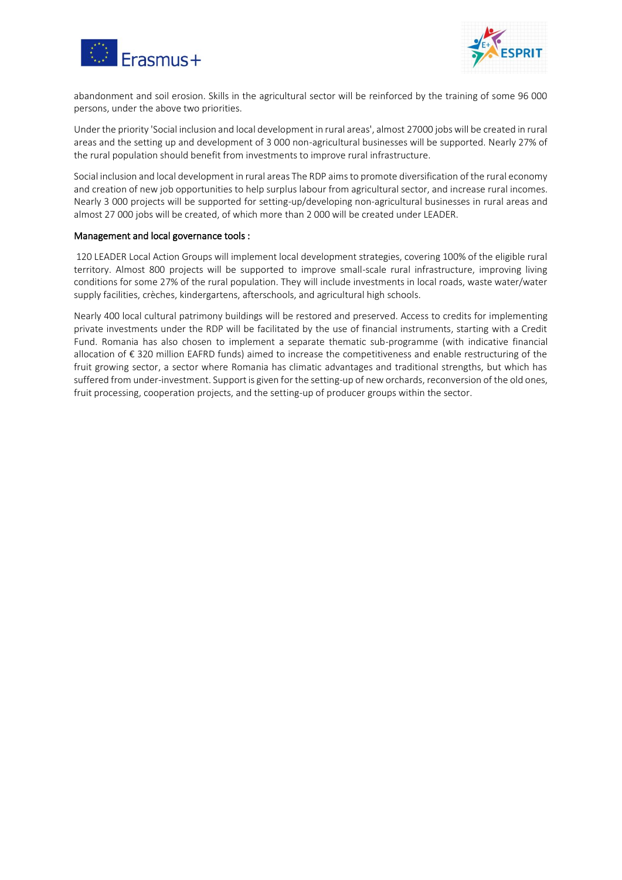abandonment and soil erosion. Skills in the agricultural sector will be reinforced by the training of some 96 000 persons, under the above two priorities.

Under the priority 'Social inclusion and local development in rural areas', almost 27000 jobs will be created in rural areas and the setting up and development of 3 000 non-agricultural businesses will be supported. Nearly 27% of the rural population should benefit from investments to improve rural infrastructure.

Social inclusion and local development in rural areas The RDP aims to promote diversification of the rural economy and creation of new job opportunities to help surplus labour from agricultural sector, and increase rural incomes. Nearly 3 000 projects will be supported for setting-up/developing non-agricultural businesses in rural areas and almost 27 000 jobs will be created, of which more than 2 000 will be created under LEADER.

#### Management and local governance tools :

120 LEADER Local Action Groups will implement local development strategies, covering 100% of the eligible rural territory. Almost 800 projects will be supported to improve small-scale rural infrastructure, improving living conditions for some 27% of the rural population. They will include investments in local roads, waste water/water supply facilities, crèches, kindergartens, afterschools, and agricultural high schools.

Nearly 400 local cultural patrimony buildings will be restored and preserved. Access to credits for implementing private investments under the RDP will be facilitated by the use of financial instruments, starting with a Credit Fund. Romania has also chosen to implement a separate thematic sub-programme (with indicative financial allocation of € 320 million EAFRD funds) aimed to increase the competitiveness and enable restructuring of the fruit growing sector, a sector where Romania has climatic advantages and traditional strengths, but which has suffered from under-investment. Support is given for the setting-up of new orchards, reconversion of the old ones, fruit processing, cooperation projects, and the setting-up of producer groups within the sector.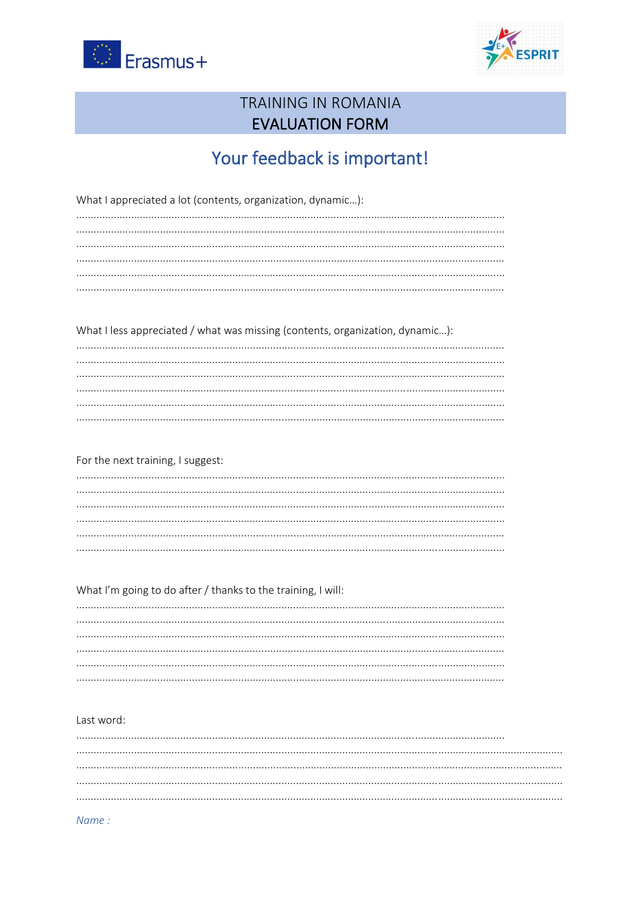# TRAINING IN ROMANIA
## EVALUATION FORM

## Your feedback is important!

What I appreciated a lot (contents, organization, dynamic…):

……………………………………………………………………………………………………………………………………………
……………………………………………………………………………………………………………………………………………
……………………………………………………………………………………………………………………………………………
……………………………………………………………………………………………………………………………………………
……………………………………………………………………………………………………………………………………………
……………………………………………………………………………………………………………………………………………

What I less appreciated / what was missing (contents, organization, dynamic…):

……………………………………………………………………………………………………………………………………………
……………………………………………………………………………………………………………………………………………
……………………………………………………………………………………………………………………………………………
……………………………………………………………………………………………………………………………………………
……………………………………………………………………………………………………………………………………………
……………………………………………………………………………………………………………………………………………

For the next training, I suggest:

……………………………………………………………………………………………………………………………………………
……………………………………………………………………………………………………………………………………………
……………………………………………………………………………………………………………………………………………
……………………………………………………………………………………………………………………………………………
……………………………………………………………………………………………………………………………………………
……………………………………………………………………………………………………………………………………………

What I'm going to do after / thanks to the training, I will:

……………………………………………………………………………………………………………………………………………
……………………………………………………………………………………………………………………………………………
……………………………………………………………………………………………………………………………………………
……………………………………………………………………………………………………………………………………………
……………………………………………………………………………………………………………………………………………
……………………………………………………………………………………………………………………………………………

Last word:

……………………………………………………………………………………………………………………………………………
……………………………………………………………………………………………………………………………………………………………
……………………………………………………………………………………………………………………………………………………………
……………………………………………………………………………………………………………………………………………………………
……………………………………………………………………………………………………………………………………………………………

*Name :*